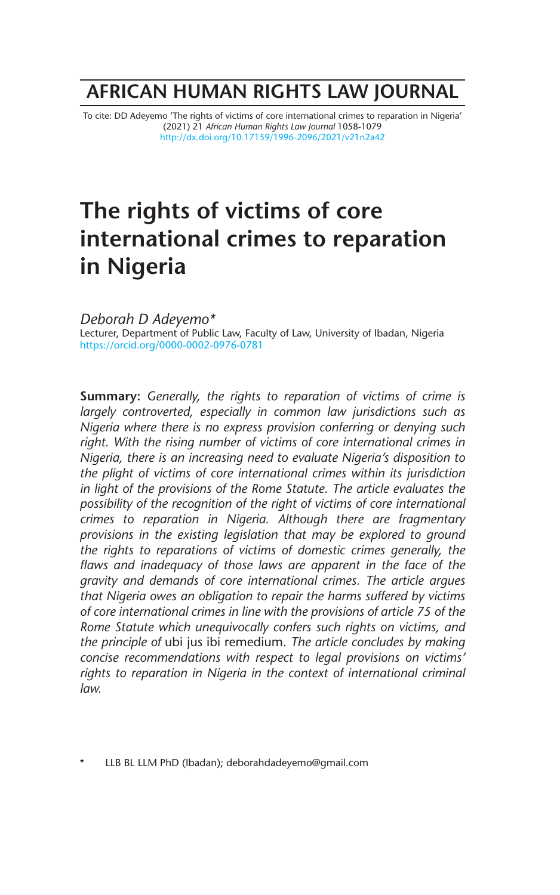# AFRICAN HUMAN RIGHTS LAW JOURNAL

To cite: DD Adeyemo 'The rights of victims of core international crimes to reparation in Nigeria' (2021) 21 *African Human Rights Law Journal* 1058-1079
http://dx.doi.org/10.17159/1996-2096/2021/v21n2a42

# The rights of victims of core international crimes to reparation in Nigeria

*Deborah D Adeyemo**
Lecturer, Department of Public Law, Faculty of Law, University of Ibadan, Nigeria
https://orcid.org/0000-0002-0976-0781

**Summary:** *Generally, the rights to reparation of victims of crime is largely controverted, especially in common law jurisdictions such as Nigeria where there is no express provision conferring or denying such right. With the rising number of victims of core international crimes in Nigeria, there is an increasing need to evaluate Nigeria's disposition to the plight of victims of core international crimes within its jurisdiction in light of the provisions of the Rome Statute. The article evaluates the possibility of the recognition of the right of victims of core international crimes to reparation in Nigeria. Although there are fragmentary provisions in the existing legislation that may be explored to ground the rights to reparations of victims of domestic crimes generally, the flaws and inadequacy of those laws are apparent in the face of the gravity and demands of core international crimes. The article argues that Nigeria owes an obligation to repair the harms suffered by victims of core international crimes in line with the provisions of article 75 of the Rome Statute which unequivocally confers such rights on victims, and the principle of* ubi jus ibi remedium*. The article concludes by making concise recommendations with respect to legal provisions on victims' rights to reparation in Nigeria in the context of international criminal law.*

\* LLB BL LLM PhD (Ibadan); deborahdadeyemo@gmail.com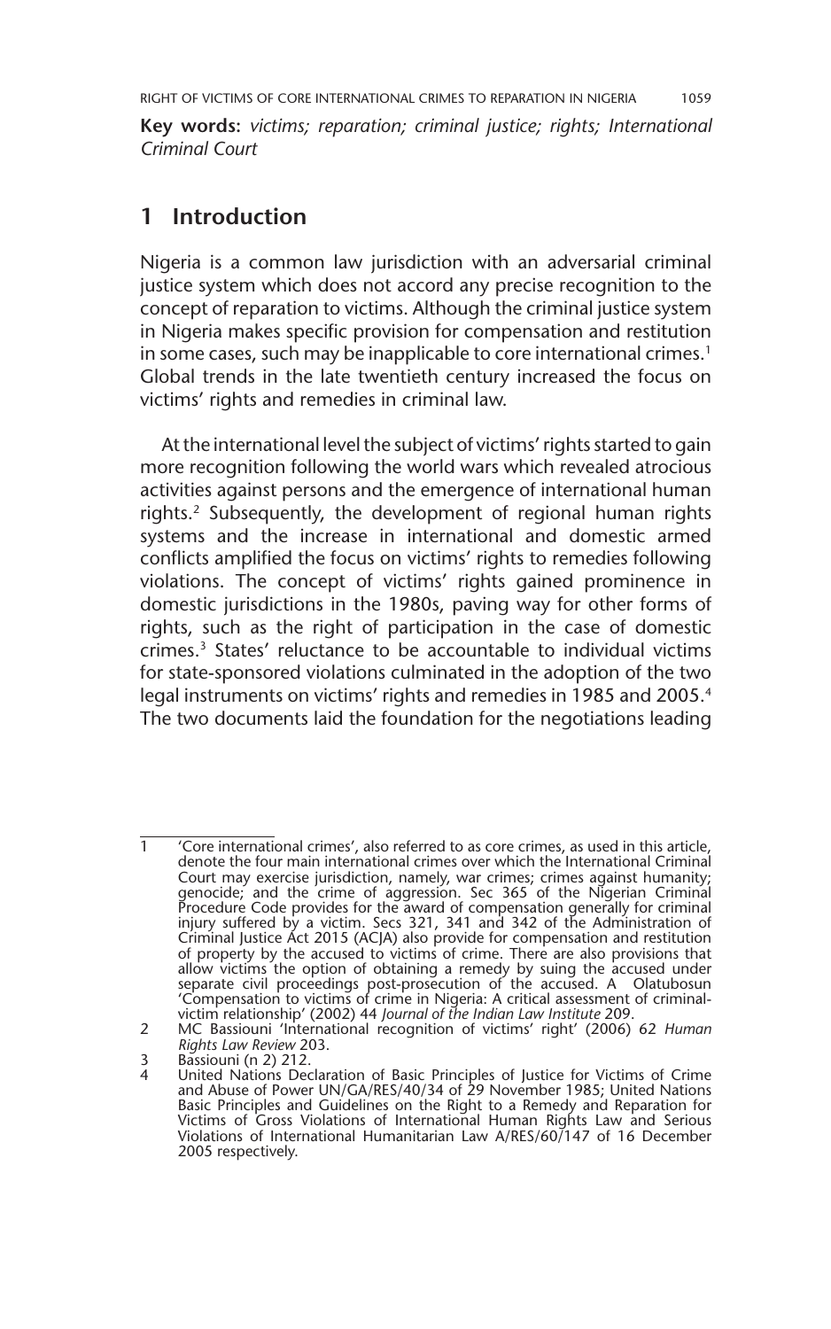**Key words:** *victims; reparation; criminal justice; rights; International Criminal Court*

## 1 Introduction

Nigeria is a common law jurisdiction with an adversarial criminal justice system which does not accord any precise recognition to the concept of reparation to victims. Although the criminal justice system in Nigeria makes specific provision for compensation and restitution in some cases, such may be inapplicable to core international crimes.[1] Global trends in the late twentieth century increased the focus on victims' rights and remedies in criminal law.

At the international level the subject of victims' rights started to gain more recognition following the world wars which revealed atrocious activities against persons and the emergence of international human rights.[2] Subsequently, the development of regional human rights systems and the increase in international and domestic armed conflicts amplified the focus on victims' rights to remedies following violations. The concept of victims' rights gained prominence in domestic jurisdictions in the 1980s, paving way for other forms of rights, such as the right of participation in the case of domestic crimes.[3] States' reluctance to be accountable to individual victims for state-sponsored violations culminated in the adoption of the two legal instruments on victims' rights and remedies in 1985 and 2005.[4] The two documents laid the foundation for the negotiations leading

---

1 'Core international crimes', also referred to as core crimes, as used in this article, denote the four main international crimes over which the International Criminal Court may exercise jurisdiction, namely, war crimes; crimes against humanity; genocide; and the crime of aggression. Sec 365 of the Nigerian Criminal Procedure Code provides for the award of compensation generally for criminal injury suffered by a victim. Secs 321, 341 and 342 of the Administration of Criminal Justice Act 2015 (ACJA) also provide for compensation and restitution of property by the accused to victims of crime. There are also provisions that allow victims the option of obtaining a remedy by suing the accused under separate civil proceedings post-prosecution of the accused. A Olatubosun 'Compensation to victims of crime in Nigeria: A critical assessment of criminal-victim relationship' (2002) 44 *Journal of the Indian Law Institute* 209.

2 MC Bassiouni 'International recognition of victims' right' (2006) 62 *Human Rights Law Review* 203.

3 Bassiouni (n 2) 212.

4 United Nations Declaration of Basic Principles of Justice for Victims of Crime and Abuse of Power UN/GA/RES/40/34 of 29 November 1985; United Nations Basic Principles and Guidelines on the Right to a Remedy and Reparation for Victims of Gross Violations of International Human Rights Law and Serious Violations of International Humanitarian Law A/RES/60/147 of 16 December 2005 respectively.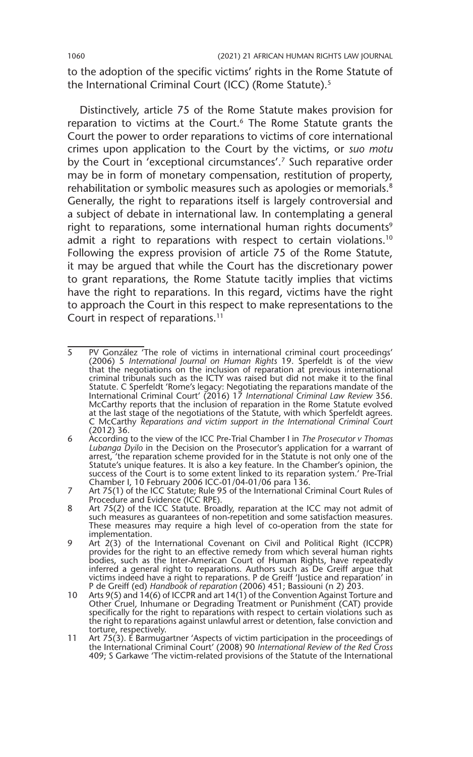to the adoption of the specific victims' rights in the Rome Statute of the International Criminal Court (ICC) (Rome Statute).[5]

Distinctively, article 75 of the Rome Statute makes provision for reparation to victims at the Court.[6] The Rome Statute grants the Court the power to order reparations to victims of core international crimes upon application to the Court by the victims, or *suo motu* by the Court in 'exceptional circumstances'.[7] Such reparative order may be in form of monetary compensation, restitution of property, rehabilitation or symbolic measures such as apologies or memorials.[8] Generally, the right to reparations itself is largely controversial and a subject of debate in international law. In contemplating a general right to reparations, some international human rights documents[9] admit a right to reparations with respect to certain violations.[10] Following the express provision of article 75 of the Rome Statute, it may be argued that while the Court has the discretionary power to grant reparations, the Rome Statute tacitly implies that victims have the right to reparations. In this regard, victims have the right to approach the Court in this respect to make representations to the Court in respect of reparations.[11]

---

5 PV González 'The role of victims in international criminal court proceedings' (2006) 5 *International Journal on Human Rights* 19. Sperfeldt is of the view that the negotiations on the inclusion of reparation at previous international criminal tribunals such as the ICTY was raised but did not make it to the final Statute. C Sperfeldt 'Rome's legacy: Negotiating the reparations mandate of the International Criminal Court' (2016) 17 *International Criminal Law Review* 356. McCarthy reports that the inclusion of reparation in the Rome Statute evolved at the last stage of the negotiations of the Statute, with which Sperfeldt agrees. C McCarthy *Reparations and victim support in the International Criminal Court* (2012) 36.

6 According to the view of the ICC Pre-Trial Chamber I in *The Prosecutor v Thomas Lubanga Dyilo* in the Decision on the Prosecutor's application for a warrant of arrest, 'the reparation scheme provided for in the Statute is not only one of the Statute's unique features. It is also a key feature. In the Chamber's opinion, the success of the Court is to some extent linked to its reparation system.' Pre-Trial Chamber I, 10 February 2006 ICC-01/04-01/06 para 136.

7 Art 75(1) of the ICC Statute; Rule 95 of the International Criminal Court Rules of Procedure and Evidence (ICC RPE).

8 Art 75(2) of the ICC Statute. Broadly, reparation at the ICC may not admit of such measures as guarantees of non-repetition and some satisfaction measures. These measures may require a high level of co-operation from the state for implementation.

9 Art 2(3) of the International Covenant on Civil and Political Right (ICCPR) provides for the right to an effective remedy from which several human rights bodies, such as the Inter-American Court of Human Rights, have repeatedly inferred a general right to reparations. Authors such as De Greiff argue that victims indeed have a right to reparations. P de Greiff 'Justice and reparation' in P de Greiff (ed) *Handbook of reparation* (2006) 451; Bassiouni (n 2) 203.

10 Arts 9(5) and 14(6) of ICCPR and art 14(1) of the Convention Against Torture and Other Cruel, Inhumane or Degrading Treatment or Punishment (CAT) provide specifically for the right to reparations with respect to certain violations such as the right to reparations against unlawful arrest or detention, false conviction and torture, respectively.

11 Art 75(3). E Barmugartner 'Aspects of victim participation in the proceedings of the International Criminal Court' (2008) 90 *International Review of the Red Cross* 409; S Garkawe 'The victim-related provisions of the Statute of the International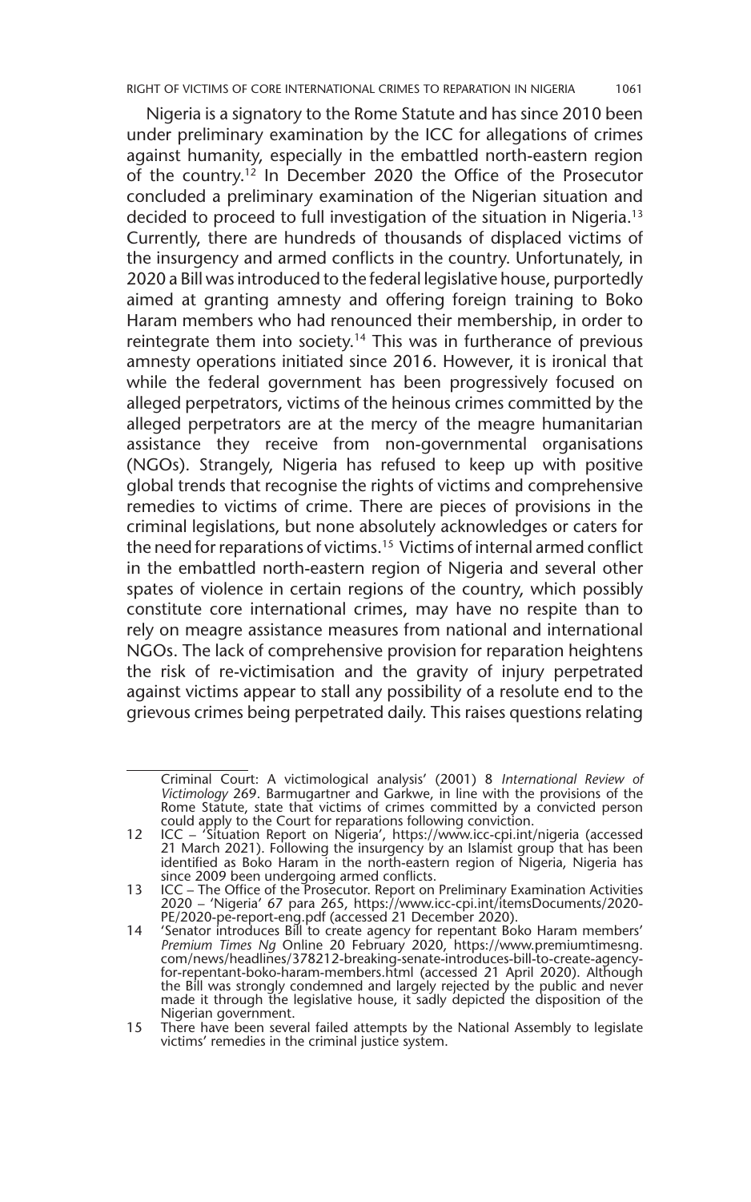Nigeria is a signatory to the Rome Statute and has since 2010 been under preliminary examination by the ICC for allegations of crimes against humanity, especially in the embattled north-eastern region of the country.[12] In December 2020 the Office of the Prosecutor concluded a preliminary examination of the Nigerian situation and decided to proceed to full investigation of the situation in Nigeria.[13] Currently, there are hundreds of thousands of displaced victims of the insurgency and armed conflicts in the country. Unfortunately, in 2020 a Bill was introduced to the federal legislative house, purportedly aimed at granting amnesty and offering foreign training to Boko Haram members who had renounced their membership, in order to reintegrate them into society.[14] This was in furtherance of previous amnesty operations initiated since 2016. However, it is ironical that while the federal government has been progressively focused on alleged perpetrators, victims of the heinous crimes committed by the alleged perpetrators are at the mercy of the meagre humanitarian assistance they receive from non-governmental organisations (NGOs). Strangely, Nigeria has refused to keep up with positive global trends that recognise the rights of victims and comprehensive remedies to victims of crime. There are pieces of provisions in the criminal legislations, but none absolutely acknowledges or caters for the need for reparations of victims.[15] Victims of internal armed conflict in the embattled north-eastern region of Nigeria and several other spates of violence in certain regions of the country, which possibly constitute core international crimes, may have no respite than to rely on meagre assistance measures from national and international NGOs. The lack of comprehensive provision for reparation heightens the risk of re-victimisation and the gravity of injury perpetrated against victims appear to stall any possibility of a resolute end to the grievous crimes being perpetrated daily. This raises questions relating

---

Criminal Court: A victimological analysis' (2001) 8 *International Review of Victimology* 269. Barmugartner and Garkwe, in line with the provisions of the Rome Statute, state that victims of crimes committed by a convicted person could apply to the Court for reparations following conviction.

12 ICC – 'Situation Report on Nigeria', https://www.icc-cpi.int/nigeria (accessed 21 March 2021). Following the insurgency by an Islamist group that has been identified as Boko Haram in the north-eastern region of Nigeria, Nigeria has since 2009 been undergoing armed conflicts.

13 ICC – The Office of the Prosecutor. Report on Preliminary Examination Activities 2020 – 'Nigeria' 67 para 265, https://www.icc-cpi.int/itemsDocuments/2020-PE/2020-pe-report-eng.pdf (accessed 21 December 2020).

14 'Senator introduces Bill to create agency for repentant Boko Haram members' *Premium Times Ng* Online 20 February 2020, https://www.premiumtimesng.com/news/headlines/378212-breaking-senate-introduces-bill-to-create-agency-for-repentant-boko-haram-members.html (accessed 21 April 2020). Although the Bill was strongly condemned and largely rejected by the public and never made it through the legislative house, it sadly depicted the disposition of the Nigerian government.

15 There have been several failed attempts by the National Assembly to legislate victims' remedies in the criminal justice system.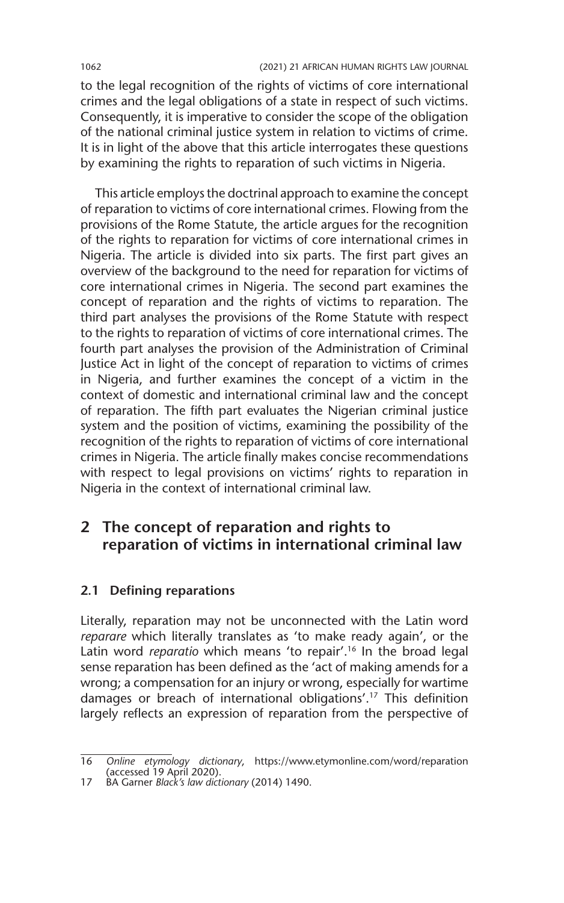to the legal recognition of the rights of victims of core international crimes and the legal obligations of a state in respect of such victims. Consequently, it is imperative to consider the scope of the obligation of the national criminal justice system in relation to victims of crime. It is in light of the above that this article interrogates these questions by examining the rights to reparation of such victims in Nigeria.

This article employs the doctrinal approach to examine the concept of reparation to victims of core international crimes. Flowing from the provisions of the Rome Statute, the article argues for the recognition of the rights to reparation for victims of core international crimes in Nigeria. The article is divided into six parts. The first part gives an overview of the background to the need for reparation for victims of core international crimes in Nigeria. The second part examines the concept of reparation and the rights of victims to reparation. The third part analyses the provisions of the Rome Statute with respect to the rights to reparation of victims of core international crimes. The fourth part analyses the provision of the Administration of Criminal Justice Act in light of the concept of reparation to victims of crimes in Nigeria, and further examines the concept of a victim in the context of domestic and international criminal law and the concept of reparation. The fifth part evaluates the Nigerian criminal justice system and the position of victims, examining the possibility of the recognition of the rights to reparation of victims of core international crimes in Nigeria. The article finally makes concise recommendations with respect to legal provisions on victims' rights to reparation in Nigeria in the context of international criminal law.

## 2 The concept of reparation and rights to reparation of victims in international criminal law

### 2.1 Defining reparations

Literally, reparation may not be unconnected with the Latin word *reparare* which literally translates as 'to make ready again', or the Latin word *reparatio* which means 'to repair'.[16] In the broad legal sense reparation has been defined as the 'act of making amends for a wrong; a compensation for an injury or wrong, especially for wartime damages or breach of international obligations'.[17] This definition largely reflects an expression of reparation from the perspective of

---

16 *Online etymology dictionary*, https://www.etymonline.com/word/reparation (accessed 19 April 2020).

17 BA Garner *Black's law dictionary* (2014) 1490.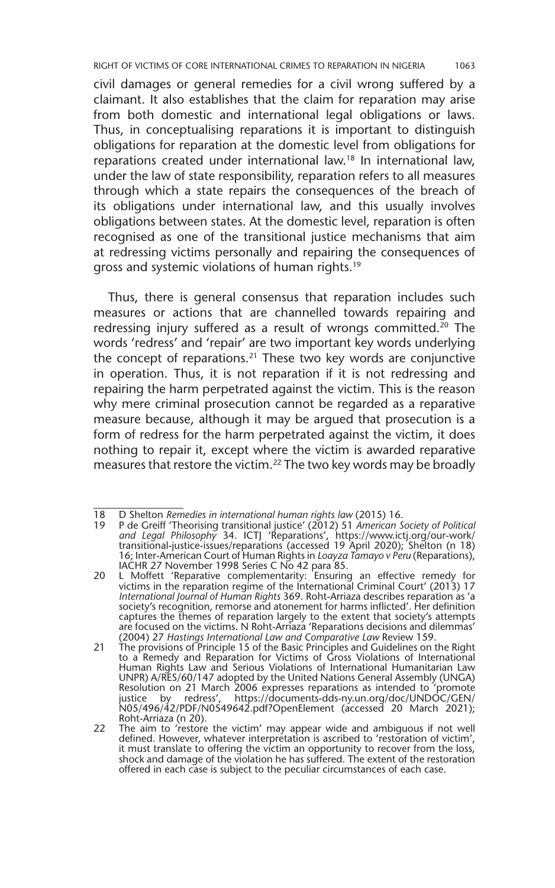civil damages or general remedies for a civil wrong suffered by a claimant. It also establishes that the claim for reparation may arise from both domestic and international legal obligations or laws. Thus, in conceptualising reparations it is important to distinguish obligations for reparation at the domestic level from obligations for reparations created under international law.[18] In international law, under the law of state responsibility, reparation refers to all measures through which a state repairs the consequences of the breach of its obligations under international law, and this usually involves obligations between states. At the domestic level, reparation is often recognised as one of the transitional justice mechanisms that aim at redressing victims personally and repairing the consequences of gross and systemic violations of human rights.[19]

Thus, there is general consensus that reparation includes such measures or actions that are channelled towards repairing and redressing injury suffered as a result of wrongs committed.[20] The words 'redress' and 'repair' are two important key words underlying the concept of reparations.[21] These two key words are conjunctive in operation. Thus, it is not reparation if it is not redressing and repairing the harm perpetrated against the victim. This is the reason why mere criminal prosecution cannot be regarded as a reparative measure because, although it may be argued that prosecution is a form of redress for the harm perpetrated against the victim, it does nothing to repair it, except where the victim is awarded reparative measures that restore the victim.[22] The two key words may be broadly

---

18 D Shelton *Remedies in international human rights law* (2015) 16.

19 P de Greiff 'Theorising transitional justice' (2012) 51 *American Society of Political and Legal Philosophy* 34. ICTJ 'Reparations', https://www.ictj.org/our-work/transitional-justice-issues/reparations (accessed 19 April 2020); Shelton (n 18) 16; Inter-American Court of Human Rights in *Loayza Tamayo v Peru* (Reparations), IACHR 27 November 1998 Series C No 42 para 85.

20 L Moffett 'Reparative complementarity: Ensuring an effective remedy for victims in the reparation regime of the International Criminal Court' (2013) 17 *International Journal of Human Rights* 369. Roht-Arriaza describes reparation as 'a society's recognition, remorse and atonement for harms inflicted'. Her definition captures the themes of reparation largely to the extent that society's attempts are focused on the victims. N Roht-Arriaza 'Reparations decisions and dilemmas' (2004) 27 *Hastings International Law and Comparative Law* Review 159.

21 The provisions of Principle 15 of the Basic Principles and Guidelines on the Right to a Remedy and Reparation for Victims of Gross Violations of International Human Rights Law and Serious Violations of International Humanitarian Law UNPR) A/RES/60/147 adopted by the United Nations General Assembly (UNGA) Resolution on 21 March 2006 expresses reparations as intended to 'promote justice by redress', https://documents-dds-ny.un.org/doc/UNDOC/GEN/N05/496/42/PDF/N0549642.pdf?OpenElement (accessed 20 March 2021); Roht-Arriaza (n 20).

22 The aim to 'restore the victim' may appear wide and ambiguous if not well defined. However, whatever interpretation is ascribed to 'restoration of victim', it must translate to offering the victim an opportunity to recover from the loss, shock and damage of the violation he has suffered. The extent of the restoration offered in each case is subject to the peculiar circumstances of each case.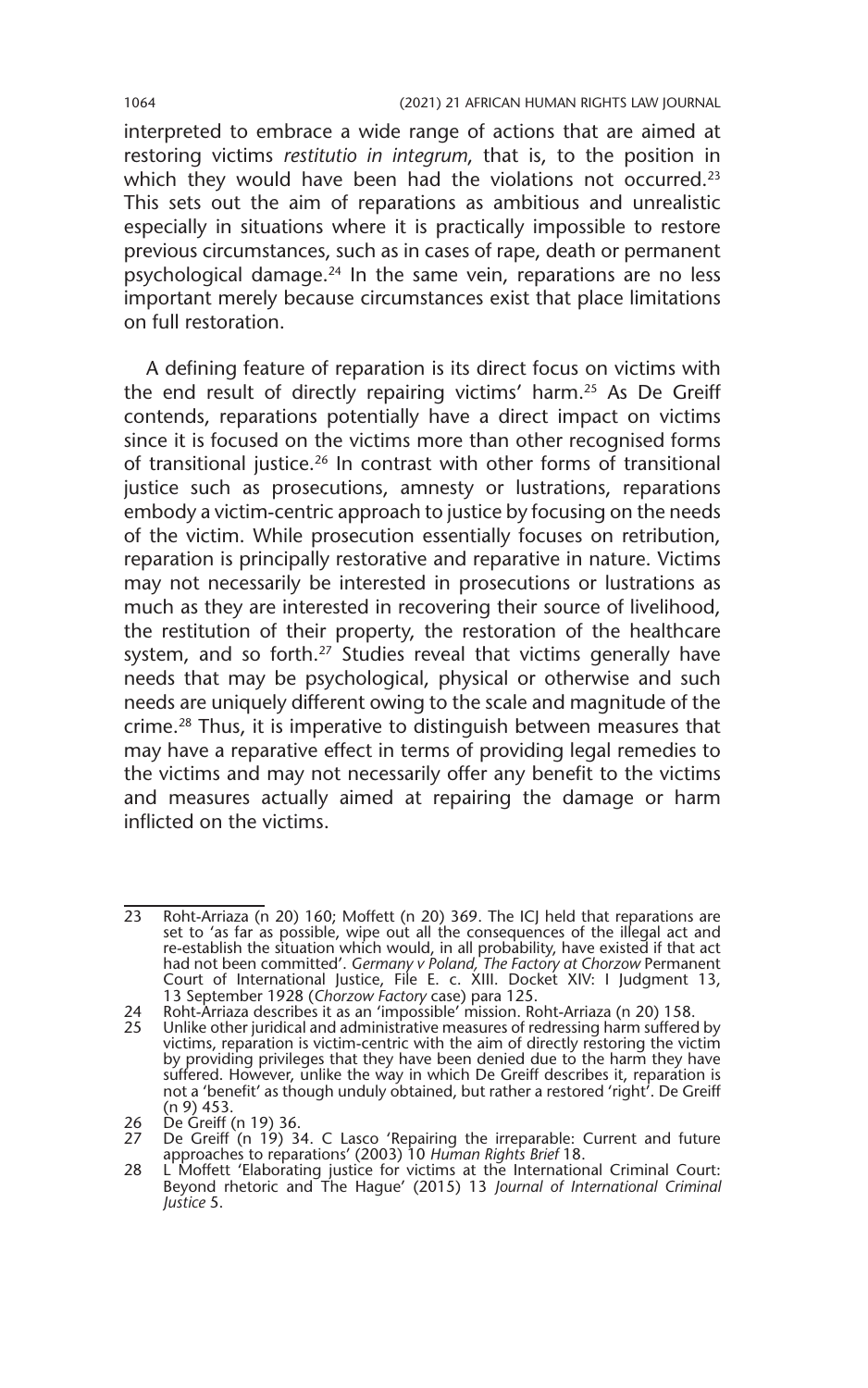interpreted to embrace a wide range of actions that are aimed at restoring victims *restitutio in integrum*, that is, to the position in which they would have been had the violations not occurred.[23] This sets out the aim of reparations as ambitious and unrealistic especially in situations where it is practically impossible to restore previous circumstances, such as in cases of rape, death or permanent psychological damage.[24] In the same vein, reparations are no less important merely because circumstances exist that place limitations on full restoration.

A defining feature of reparation is its direct focus on victims with the end result of directly repairing victims' harm.[25] As De Greiff contends, reparations potentially have a direct impact on victims since it is focused on the victims more than other recognised forms of transitional justice.[26] In contrast with other forms of transitional justice such as prosecutions, amnesty or lustrations, reparations embody a victim-centric approach to justice by focusing on the needs of the victim. While prosecution essentially focuses on retribution, reparation is principally restorative and reparative in nature. Victims may not necessarily be interested in prosecutions or lustrations as much as they are interested in recovering their source of livelihood, the restitution of their property, the restoration of the healthcare system, and so forth.[27] Studies reveal that victims generally have needs that may be psychological, physical or otherwise and such needs are uniquely different owing to the scale and magnitude of the crime.[28] Thus, it is imperative to distinguish between measures that may have a reparative effect in terms of providing legal remedies to the victims and may not necessarily offer any benefit to the victims and measures actually aimed at repairing the damage or harm inflicted on the victims.

---

23 Roht-Arriaza (n 20) 160; Moffett (n 20) 369. The ICJ held that reparations are set to 'as far as possible, wipe out all the consequences of the illegal act and re-establish the situation which would, in all probability, have existed if that act had not been committed'. *Germany v Poland, The Factory at Chorzow* Permanent Court of International Justice, File E. c. XIII. Docket XIV: I Judgment 13, 13 September 1928 (*Chorzow Factory* case) para 125.

24 Roht-Arriaza describes it as an 'impossible' mission. Roht-Arriaza (n 20) 158.

25 Unlike other juridical and administrative measures of redressing harm suffered by victims, reparation is victim-centric with the aim of directly restoring the victim by providing privileges that they have been denied due to the harm they have suffered. However, unlike the way in which De Greiff describes it, reparation is not a 'benefit' as though unduly obtained, but rather a restored 'right'. De Greiff (n 9) 453.

26 De Greiff (n 19) 36.

27 De Greiff (n 19) 34. C Lasco 'Repairing the irreparable: Current and future approaches to reparations' (2003) 10 *Human Rights Brief* 18.

28 L Moffett 'Elaborating justice for victims at the International Criminal Court: Beyond rhetoric and The Hague' (2015) 13 *Journal of International Criminal Justice* 5.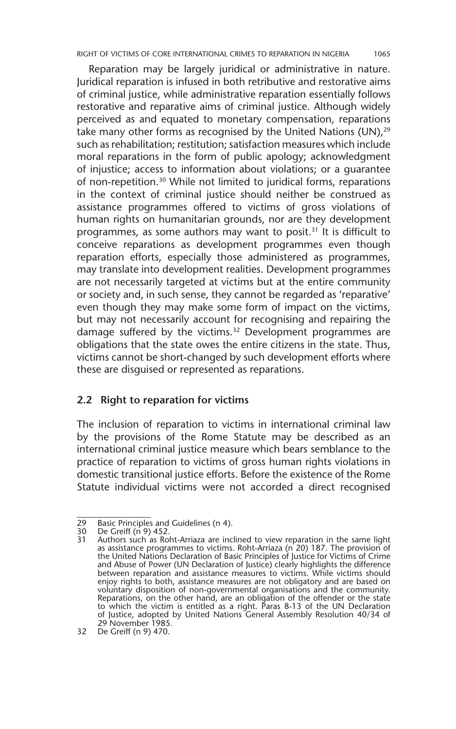Reparation may be largely juridical or administrative in nature. Juridical reparation is infused in both retributive and restorative aims of criminal justice, while administrative reparation essentially follows restorative and reparative aims of criminal justice. Although widely perceived as and equated to monetary compensation, reparations take many other forms as recognised by the United Nations (UN),[29] such as rehabilitation; restitution; satisfaction measures which include moral reparations in the form of public apology; acknowledgment of injustice; access to information about violations; or a guarantee of non-repetition.[30] While not limited to juridical forms, reparations in the context of criminal justice should neither be construed as assistance programmes offered to victims of gross violations of human rights on humanitarian grounds, nor are they development programmes, as some authors may want to posit.[31] It is difficult to conceive reparations as development programmes even though reparation efforts, especially those administered as programmes, may translate into development realities. Development programmes are not necessarily targeted at victims but at the entire community or society and, in such sense, they cannot be regarded as 'reparative' even though they may make some form of impact on the victims, but may not necessarily account for recognising and repairing the damage suffered by the victims.[32] Development programmes are obligations that the state owes the entire citizens in the state. Thus, victims cannot be short-changed by such development efforts where these are disguised or represented as reparations.

### 2.2 Right to reparation for victims

The inclusion of reparation to victims in international criminal law by the provisions of the Rome Statute may be described as an international criminal justice measure which bears semblance to the practice of reparation to victims of gross human rights violations in domestic transitional justice efforts. Before the existence of the Rome Statute individual victims were not accorded a direct recognised

---

29 Basic Principles and Guidelines (n 4).

30 De Greiff (n 9) 452.

31 Authors such as Roht-Arriaza are inclined to view reparation in the same light as assistance programmes to victims. Roht-Arriaza (n 20) 187. The provision of the United Nations Declaration of Basic Principles of Justice for Victims of Crime and Abuse of Power (UN Declaration of Justice) clearly highlights the difference between reparation and assistance measures to victims. While victims should enjoy rights to both, assistance measures are not obligatory and are based on voluntary disposition of non-governmental organisations and the community. Reparations, on the other hand, are an obligation of the offender or the state to which the victim is entitled as a right. Paras 8-13 of the UN Declaration of Justice, adopted by United Nations General Assembly Resolution 40/34 of 29 November 1985.

32 De Greiff (n 9) 470.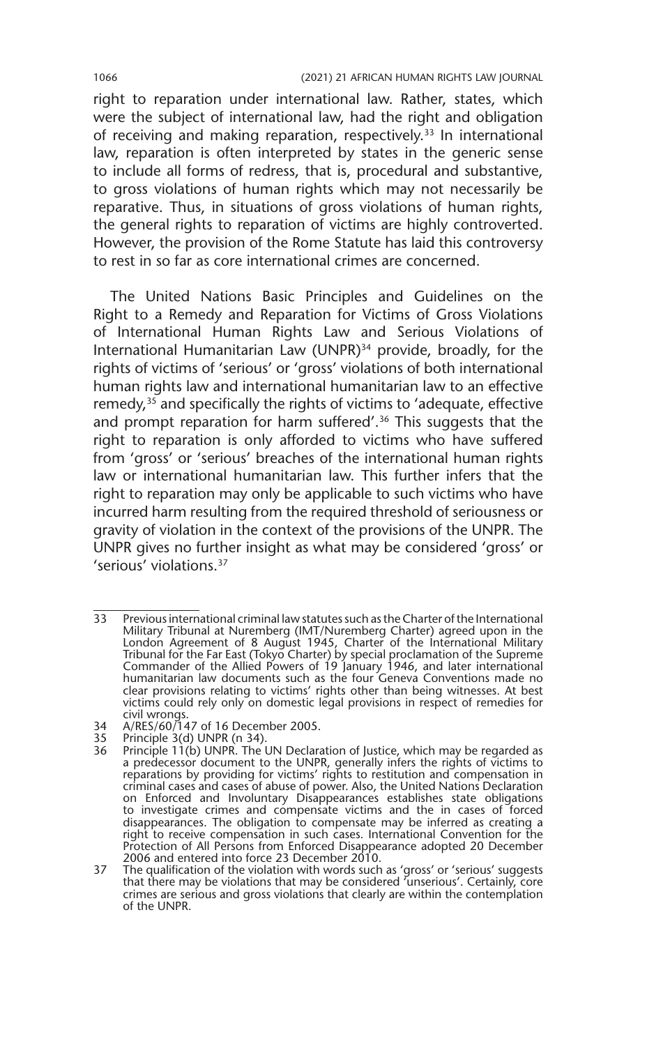right to reparation under international law. Rather, states, which were the subject of international law, had the right and obligation of receiving and making reparation, respectively.[33] In international law, reparation is often interpreted by states in the generic sense to include all forms of redress, that is, procedural and substantive, to gross violations of human rights which may not necessarily be reparative. Thus, in situations of gross violations of human rights, the general rights to reparation of victims are highly controverted. However, the provision of the Rome Statute has laid this controversy to rest in so far as core international crimes are concerned.

The United Nations Basic Principles and Guidelines on the Right to a Remedy and Reparation for Victims of Gross Violations of International Human Rights Law and Serious Violations of International Humanitarian Law (UNPR)[34] provide, broadly, for the rights of victims of 'serious' or 'gross' violations of both international human rights law and international humanitarian law to an effective remedy,[35] and specifically the rights of victims to 'adequate, effective and prompt reparation for harm suffered'.[36] This suggests that the right to reparation is only afforded to victims who have suffered from 'gross' or 'serious' breaches of the international human rights law or international humanitarian law. This further infers that the right to reparation may only be applicable to such victims who have incurred harm resulting from the required threshold of seriousness or gravity of violation in the context of the provisions of the UNPR. The UNPR gives no further insight as what may be considered 'gross' or 'serious' violations.[37]

---

33 Previous international criminal law statutes such as the Charter of the International Military Tribunal at Nuremberg (IMT/Nuremberg Charter) agreed upon in the London Agreement of 8 August 1945, Charter of the International Military Tribunal for the Far East (Tokyo Charter) by special proclamation of the Supreme Commander of the Allied Powers of 19 January 1946, and later international humanitarian law documents such as the four Geneva Conventions made no clear provisions relating to victims' rights other than being witnesses. At best victims could rely only on domestic legal provisions in respect of remedies for civil wrongs.

34 A/RES/60/147 of 16 December 2005.

35 Principle 3(d) UNPR (n 34).

36 Principle 11(b) UNPR. The UN Declaration of Justice, which may be regarded as a predecessor document to the UNPR, generally infers the rights of victims to reparations by providing for victims' rights to restitution and compensation in criminal cases and cases of abuse of power. Also, the United Nations Declaration on Enforced and Involuntary Disappearances establishes state obligations to investigate crimes and compensate victims and the in cases of forced disappearances. The obligation to compensate may be inferred as creating a right to receive compensation in such cases. International Convention for the Protection of All Persons from Enforced Disappearance adopted 20 December 2006 and entered into force 23 December 2010.

37 The qualification of the violation with words such as 'gross' or 'serious' suggests that there may be violations that may be considered 'unserious'. Certainly, core crimes are serious and gross violations that clearly are within the contemplation of the UNPR.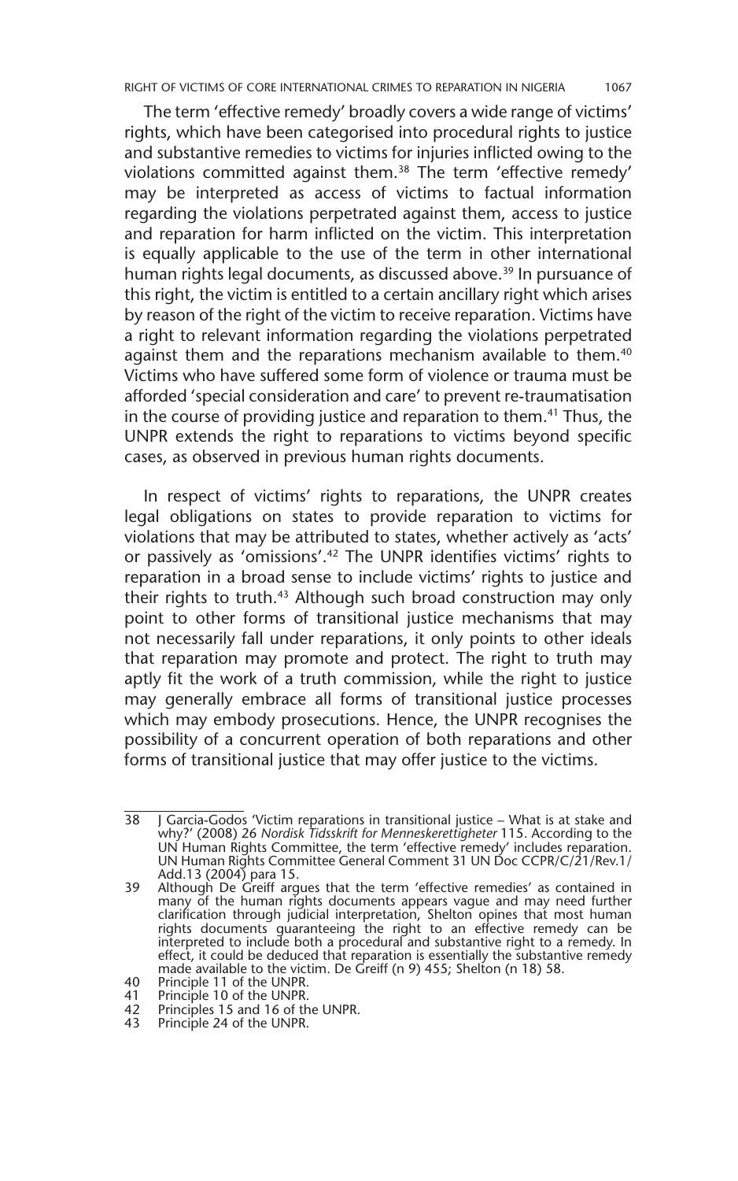The term 'effective remedy' broadly covers a wide range of victims' rights, which have been categorised into procedural rights to justice and substantive remedies to victims for injuries inflicted owing to the violations committed against them.[38] The term 'effective remedy' may be interpreted as access of victims to factual information regarding the violations perpetrated against them, access to justice and reparation for harm inflicted on the victim. This interpretation is equally applicable to the use of the term in other international human rights legal documents, as discussed above.[39] In pursuance of this right, the victim is entitled to a certain ancillary right which arises by reason of the right of the victim to receive reparation. Victims have a right to relevant information regarding the violations perpetrated against them and the reparations mechanism available to them.[40] Victims who have suffered some form of violence or trauma must be afforded 'special consideration and care' to prevent re-traumatisation in the course of providing justice and reparation to them.[41] Thus, the UNPR extends the right to reparations to victims beyond specific cases, as observed in previous human rights documents.

In respect of victims' rights to reparations, the UNPR creates legal obligations on states to provide reparation to victims for violations that may be attributed to states, whether actively as 'acts' or passively as 'omissions'.[42] The UNPR identifies victims' rights to reparation in a broad sense to include victims' rights to justice and their rights to truth.[43] Although such broad construction may only point to other forms of transitional justice mechanisms that may not necessarily fall under reparations, it only points to other ideals that reparation may promote and protect. The right to truth may aptly fit the work of a truth commission, while the right to justice may generally embrace all forms of transitional justice processes which may embody prosecutions. Hence, the UNPR recognises the possibility of a concurrent operation of both reparations and other forms of transitional justice that may offer justice to the victims.

---

38 J Garcia-Godos 'Victim reparations in transitional justice – What is at stake and why?' (2008) 26 *Nordisk Tidsskrift for Menneskerettigheter* 115. According to the UN Human Rights Committee, the term 'effective remedy' includes reparation. UN Human Rights Committee General Comment 31 UN Doc CCPR/C/21/Rev.1/Add.13 (2004) para 15.

39 Although De Greiff argues that the term 'effective remedies' as contained in many of the human rights documents appears vague and may need further clarification through judicial interpretation, Shelton opines that most human rights documents guaranteeing the right to an effective remedy can be interpreted to include both a procedural and substantive right to a remedy. In effect, it could be deduced that reparation is essentially the substantive remedy made available to the victim. De Greiff (n 9) 455; Shelton (n 18) 58.

40 Principle 11 of the UNPR.

41 Principle 10 of the UNPR.

42 Principles 15 and 16 of the UNPR.

43 Principle 24 of the UNPR.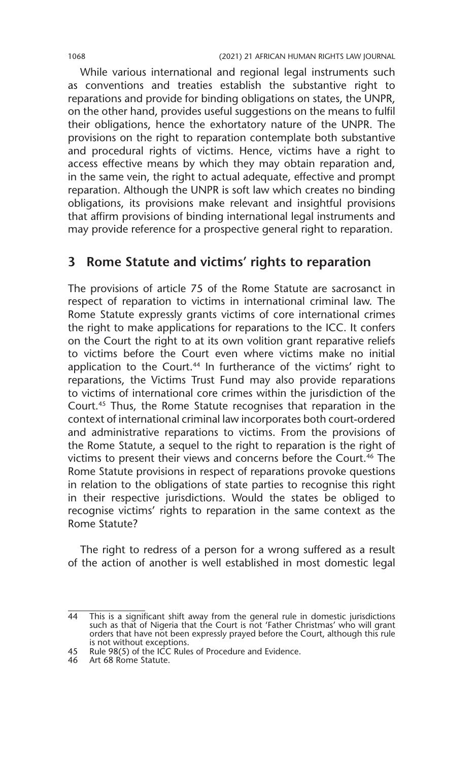While various international and regional legal instruments such as conventions and treaties establish the substantive right to reparations and provide for binding obligations on states, the UNPR, on the other hand, provides useful suggestions on the means to fulfil their obligations, hence the exhortatory nature of the UNPR. The provisions on the right to reparation contemplate both substantive and procedural rights of victims. Hence, victims have a right to access effective means by which they may obtain reparation and, in the same vein, the right to actual adequate, effective and prompt reparation. Although the UNPR is soft law which creates no binding obligations, its provisions make relevant and insightful provisions that affirm provisions of binding international legal instruments and may provide reference for a prospective general right to reparation.

## 3 Rome Statute and victims' rights to reparation

The provisions of article 75 of the Rome Statute are sacrosanct in respect of reparation to victims in international criminal law. The Rome Statute expressly grants victims of core international crimes the right to make applications for reparations to the ICC. It confers on the Court the right to at its own volition grant reparative reliefs to victims before the Court even where victims make no initial application to the Court.[44] In furtherance of the victims' right to reparations, the Victims Trust Fund may also provide reparations to victims of international core crimes within the jurisdiction of the Court.[45] Thus, the Rome Statute recognises that reparation in the context of international criminal law incorporates both court-ordered and administrative reparations to victims. From the provisions of the Rome Statute, a sequel to the right to reparation is the right of victims to present their views and concerns before the Court.[46] The Rome Statute provisions in respect of reparations provoke questions in relation to the obligations of state parties to recognise this right in their respective jurisdictions. Would the states be obliged to recognise victims' rights to reparation in the same context as the Rome Statute?

The right to redress of a person for a wrong suffered as a result of the action of another is well established in most domestic legal

---

44 This is a significant shift away from the general rule in domestic jurisdictions such as that of Nigeria that the Court is not 'Father Christmas' who will grant orders that have not been expressly prayed before the Court, although this rule is not without exceptions.

45 Rule 98(5) of the ICC Rules of Procedure and Evidence.

46 Art 68 Rome Statute.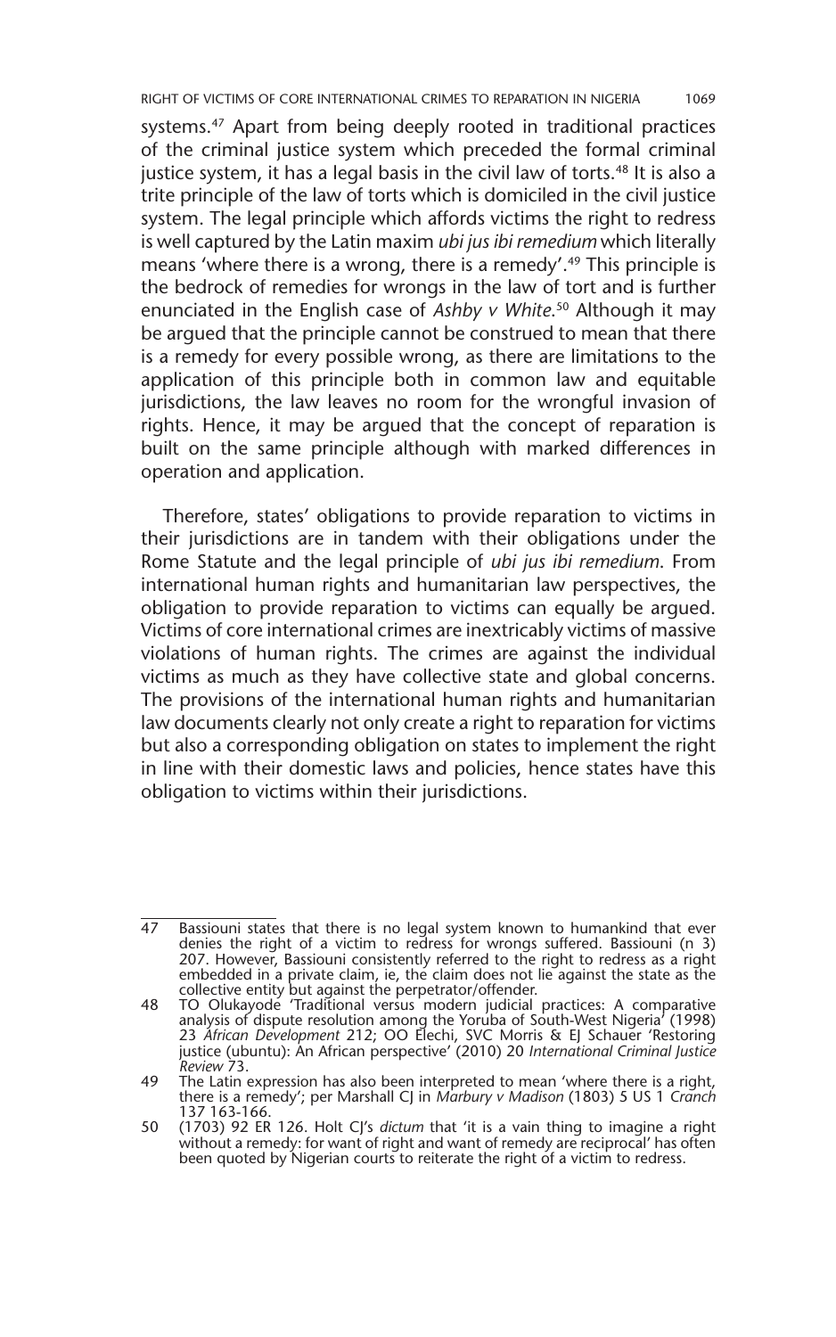systems.[47] Apart from being deeply rooted in traditional practices of the criminal justice system which preceded the formal criminal justice system, it has a legal basis in the civil law of torts.[48] It is also a trite principle of the law of torts which is domiciled in the civil justice system. The legal principle which affords victims the right to redress is well captured by the Latin maxim *ubi jus ibi remedium* which literally means 'where there is a wrong, there is a remedy'.[49] This principle is the bedrock of remedies for wrongs in the law of tort and is further enunciated in the English case of *Ashby v White*.[50] Although it may be argued that the principle cannot be construed to mean that there is a remedy for every possible wrong, as there are limitations to the application of this principle both in common law and equitable jurisdictions, the law leaves no room for the wrongful invasion of rights. Hence, it may be argued that the concept of reparation is built on the same principle although with marked differences in operation and application.

Therefore, states' obligations to provide reparation to victims in their jurisdictions are in tandem with their obligations under the Rome Statute and the legal principle of *ubi jus ibi remedium*. From international human rights and humanitarian law perspectives, the obligation to provide reparation to victims can equally be argued. Victims of core international crimes are inextricably victims of massive violations of human rights. The crimes are against the individual victims as much as they have collective state and global concerns. The provisions of the international human rights and humanitarian law documents clearly not only create a right to reparation for victims but also a corresponding obligation on states to implement the right in line with their domestic laws and policies, hence states have this obligation to victims within their jurisdictions.

---

47 Bassiouni states that there is no legal system known to humankind that ever denies the right of a victim to redress for wrongs suffered. Bassiouni (n 3) 207. However, Bassiouni consistently referred to the right to redress as a right embedded in a private claim, ie, the claim does not lie against the state as the collective entity but against the perpetrator/offender.

48 TO Olukayode 'Traditional versus modern judicial practices: A comparative analysis of dispute resolution among the Yoruba of South-West Nigeria' (1998) 23 *African Development* 212; OO Elechi, SVC Morris & EJ Schauer 'Restoring justice (ubuntu): An African perspective' (2010) 20 *International Criminal Justice Review* 73.

49 The Latin expression has also been interpreted to mean 'where there is a right, there is a remedy'; per Marshall CJ in *Marbury v Madison* (1803) 5 US 1 *Cranch* 137 163-166.

50 (1703) 92 ER 126. Holt CJ's *dictum* that 'it is a vain thing to imagine a right without a remedy: for want of right and want of remedy are reciprocal' has often been quoted by Nigerian courts to reiterate the right of a victim to redress.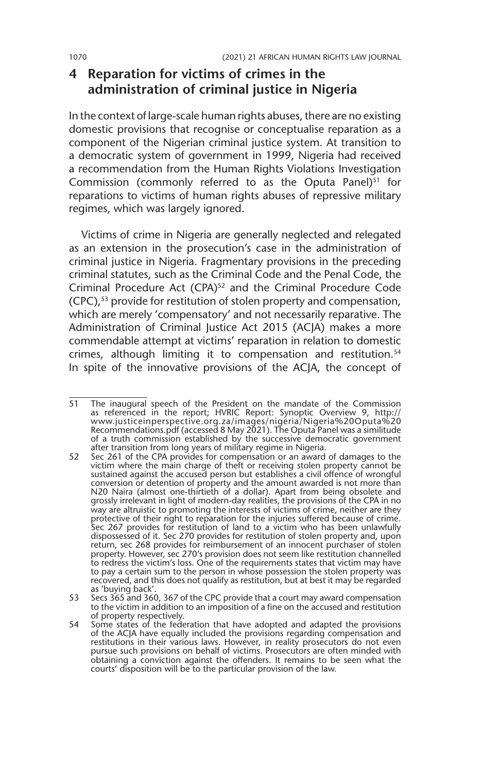## 4 Reparation for victims of crimes in the administration of criminal justice in Nigeria

In the context of large-scale human rights abuses, there are no existing domestic provisions that recognise or conceptualise reparation as a component of the Nigerian criminal justice system. At transition to a democratic system of government in 1999, Nigeria had received a recommendation from the Human Rights Violations Investigation Commission (commonly referred to as the Oputa Panel)[51] for reparations to victims of human rights abuses of repressive military regimes, which was largely ignored.

Victims of crime in Nigeria are generally neglected and relegated as an extension in the prosecution's case in the administration of criminal justice in Nigeria. Fragmentary provisions in the preceding criminal statutes, such as the Criminal Code and the Penal Code, the Criminal Procedure Act (CPA)[52] and the Criminal Procedure Code (CPC),[53] provide for restitution of stolen property and compensation, which are merely 'compensatory' and not necessarily reparative. The Administration of Criminal Justice Act 2015 (ACJA) makes a more commendable attempt at victims' reparation in relation to domestic crimes, although limiting it to compensation and restitution.[54] In spite of the innovative provisions of the ACJA, the concept of

---

51 The inaugural speech of the President on the mandate of the Commission as referenced in the report; HVRIC Report: Synoptic Overview 9, http://www.justiceinperspective.org.za/images/nigeria/Nigeria%20Oputa%20Recommendations.pdf (accessed 8 May 2021). The Oputa Panel was a similitude of a truth commission established by the successive democratic government after transition from long years of military regime in Nigeria.

52 Sec 261 of the CPA provides for compensation or an award of damages to the victim where the main charge of theft or receiving stolen property cannot be sustained against the accused person but establishes a civil offence of wrongful conversion or detention of property and the amount awarded is not more than N20 Naira (almost one-thirtieth of a dollar). Apart from being obsolete and grossly irrelevant in light of modern-day realities, the provisions of the CPA in no way are altruistic to promoting the interests of victims of crime, neither are they protective of their right to reparation for the injuries suffered because of crime. Sec 267 provides for restitution of land to a victim who has been unlawfully dispossessed of it. Sec 270 provides for restitution of stolen property and, upon return, sec 268 provides for reimbursement of an innocent purchaser of stolen property. However, sec 270's provision does not seem like restitution channelled to redress the victim's loss. One of the requirements states that victim may have to pay a certain sum to the person in whose possession the stolen property was recovered, and this does not qualify as restitution, but at best it may be regarded as 'buying back'.

53 Secs 365 and 360, 367 of the CPC provide that a court may award compensation to the victim in addition to an imposition of a fine on the accused and restitution of property respectively.

54 Some states of the federation that have adopted and adapted the provisions of the ACJA have equally included the provisions regarding compensation and restitutions in their various laws. However, in reality prosecutors do not even pursue such provisions on behalf of victims. Prosecutors are often minded with obtaining a conviction against the offenders. It remains to be seen what the courts' disposition will be to the particular provision of the law.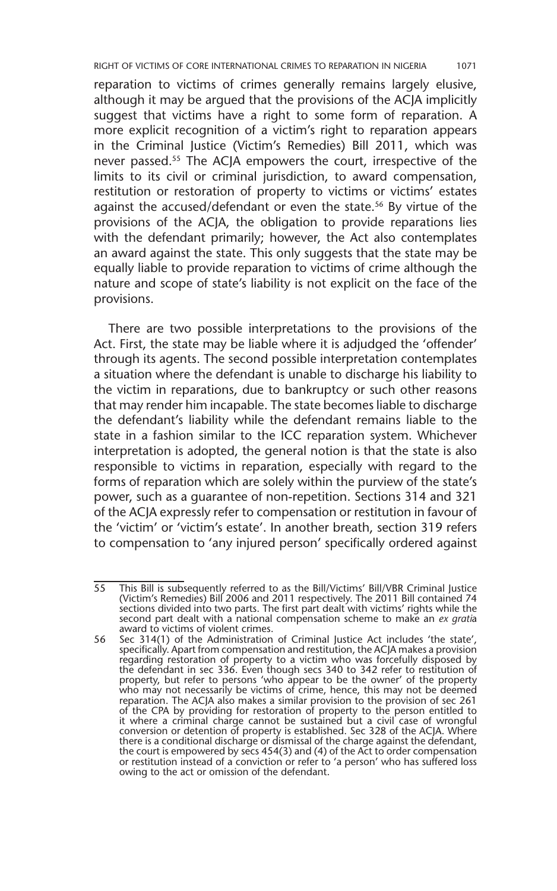reparation to victims of crimes generally remains largely elusive, although it may be argued that the provisions of the ACJA implicitly suggest that victims have a right to some form of reparation. A more explicit recognition of a victim's right to reparation appears in the Criminal Justice (Victim's Remedies) Bill 2011, which was never passed.[55] The ACJA empowers the court, irrespective of the limits to its civil or criminal jurisdiction, to award compensation, restitution or restoration of property to victims or victims' estates against the accused/defendant or even the state.[56] By virtue of the provisions of the ACJA, the obligation to provide reparations lies with the defendant primarily; however, the Act also contemplates an award against the state. This only suggests that the state may be equally liable to provide reparation to victims of crime although the nature and scope of state's liability is not explicit on the face of the provisions.

There are two possible interpretations to the provisions of the Act. First, the state may be liable where it is adjudged the 'offender' through its agents. The second possible interpretation contemplates a situation where the defendant is unable to discharge his liability to the victim in reparations, due to bankruptcy or such other reasons that may render him incapable. The state becomes liable to discharge the defendant's liability while the defendant remains liable to the state in a fashion similar to the ICC reparation system. Whichever interpretation is adopted, the general notion is that the state is also responsible to victims in reparation, especially with regard to the forms of reparation which are solely within the purview of the state's power, such as a guarantee of non-repetition. Sections 314 and 321 of the ACJA expressly refer to compensation or restitution in favour of the 'victim' or 'victim's estate'. In another breath, section 319 refers to compensation to 'any injured person' specifically ordered against

---

55 This Bill is subsequently referred to as the Bill/Victims' Bill/VBR Criminal Justice (Victim's Remedies) Bill 2006 and 2011 respectively. The 2011 Bill contained 74 sections divided into two parts. The first part dealt with victims' rights while the second part dealt with a national compensation scheme to make an *ex gratia* award to victims of violent crimes.

56 Sec 314(1) of the Administration of Criminal Justice Act includes 'the state', specifically. Apart from compensation and restitution, the ACJA makes a provision regarding restoration of property to a victim who was forcefully disposed by the defendant in sec 336. Even though secs 340 to 342 refer to restitution of property, but refer to persons 'who appear to be the owner' of the property who may not necessarily be victims of crime, hence, this may not be deemed reparation. The ACJA also makes a similar provision to the provision of sec 261 of the CPA by providing for restoration of property to the person entitled to it where a criminal charge cannot be sustained but a civil case of wrongful conversion or detention of property is established. Sec 328 of the ACJA. Where there is a conditional discharge or dismissal of the charge against the defendant, the court is empowered by secs 454(3) and (4) of the Act to order compensation or restitution instead of a conviction or refer to 'a person' who has suffered loss owing to the act or omission of the defendant.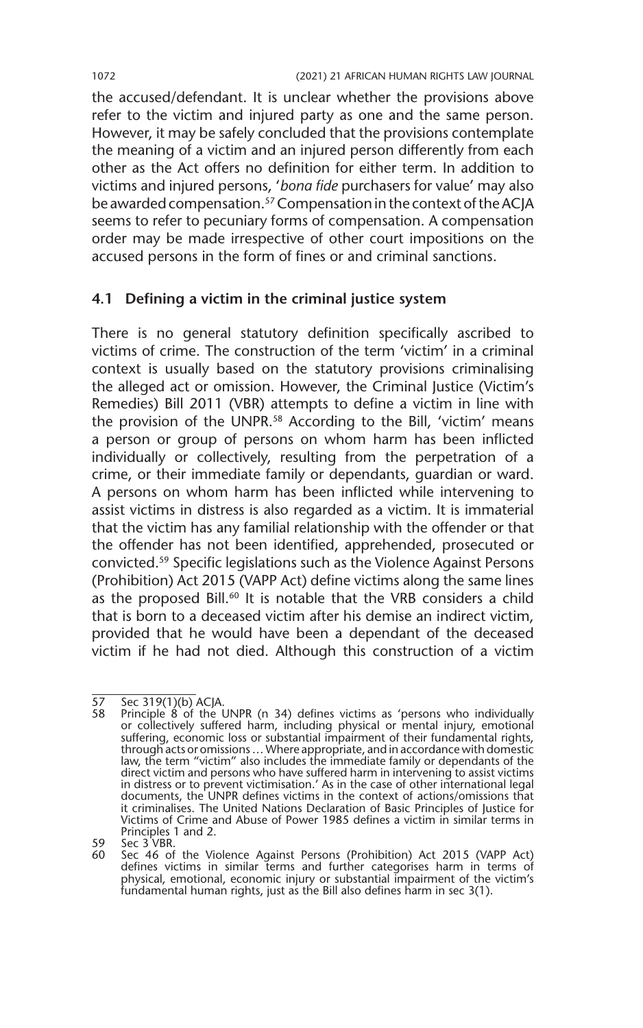the accused/defendant. It is unclear whether the provisions above refer to the victim and injured party as one and the same person. However, it may be safely concluded that the provisions contemplate the meaning of a victim and an injured person differently from each other as the Act offers no definition for either term. In addition to victims and injured persons, '*bona fide* purchasers for value' may also be awarded compensation.[57] Compensation in the context of the ACJA seems to refer to pecuniary forms of compensation. A compensation order may be made irrespective of other court impositions on the accused persons in the form of fines or and criminal sanctions.

### 4.1 Defining a victim in the criminal justice system

There is no general statutory definition specifically ascribed to victims of crime. The construction of the term 'victim' in a criminal context is usually based on the statutory provisions criminalising the alleged act or omission. However, the Criminal Justice (Victim's Remedies) Bill 2011 (VBR) attempts to define a victim in line with the provision of the UNPR.[58] According to the Bill, 'victim' means a person or group of persons on whom harm has been inflicted individually or collectively, resulting from the perpetration of a crime, or their immediate family or dependants, guardian or ward. A persons on whom harm has been inflicted while intervening to assist victims in distress is also regarded as a victim. It is immaterial that the victim has any familial relationship with the offender or that the offender has not been identified, apprehended, prosecuted or convicted.[59] Specific legislations such as the Violence Against Persons (Prohibition) Act 2015 (VAPP Act) define victims along the same lines as the proposed Bill.[60] It is notable that the VRB considers a child that is born to a deceased victim after his demise an indirect victim, provided that he would have been a dependant of the deceased victim if he had not died. Although this construction of a victim

---

57 Sec 319(1)(b) ACJA.

58 Principle 8 of the UNPR (n 34) defines victims as 'persons who individually or collectively suffered harm, including physical or mental injury, emotional suffering, economic loss or substantial impairment of their fundamental rights, through acts or omissions … Where appropriate, and in accordance with domestic law, the term "victim" also includes the immediate family or dependants of the direct victim and persons who have suffered harm in intervening to assist victims in distress or to prevent victimisation.' As in the case of other international legal documents, the UNPR defines victims in the context of actions/omissions that it criminalises. The United Nations Declaration of Basic Principles of Justice for Victims of Crime and Abuse of Power 1985 defines a victim in similar terms in Principles 1 and 2.

59 Sec 3 VBR.

60 Sec 46 of the Violence Against Persons (Prohibition) Act 2015 (VAPP Act) defines victims in similar terms and further categorises harm in terms of physical, emotional, economic injury or substantial impairment of the victim's fundamental human rights, just as the Bill also defines harm in sec 3(1).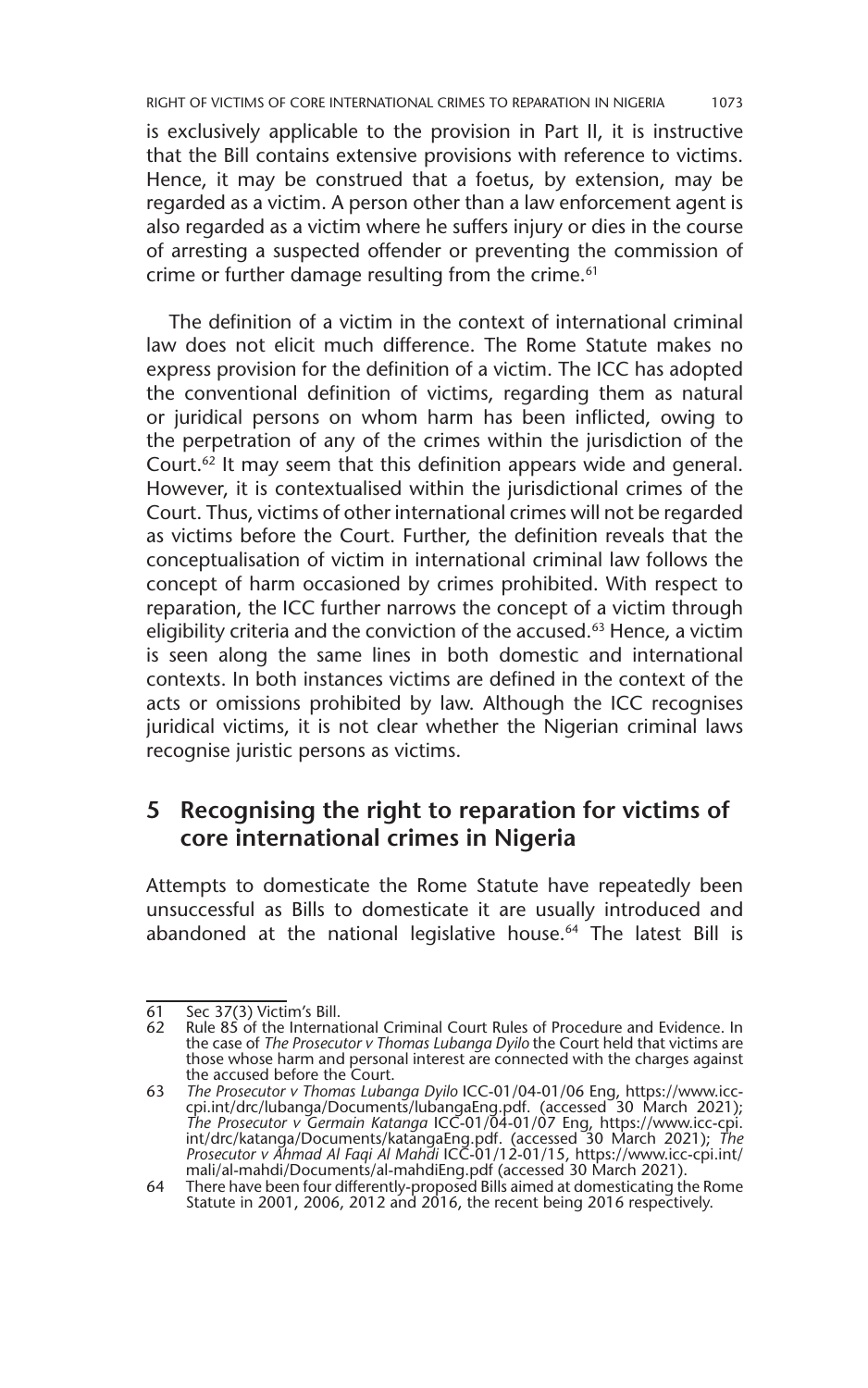is exclusively applicable to the provision in Part II, it is instructive that the Bill contains extensive provisions with reference to victims. Hence, it may be construed that a foetus, by extension, may be regarded as a victim. A person other than a law enforcement agent is also regarded as a victim where he suffers injury or dies in the course of arresting a suspected offender or preventing the commission of crime or further damage resulting from the crime.[61]

The definition of a victim in the context of international criminal law does not elicit much difference. The Rome Statute makes no express provision for the definition of a victim. The ICC has adopted the conventional definition of victims, regarding them as natural or juridical persons on whom harm has been inflicted, owing to the perpetration of any of the crimes within the jurisdiction of the Court.[62] It may seem that this definition appears wide and general. However, it is contextualised within the jurisdictional crimes of the Court. Thus, victims of other international crimes will not be regarded as victims before the Court. Further, the definition reveals that the conceptualisation of victim in international criminal law follows the concept of harm occasioned by crimes prohibited. With respect to reparation, the ICC further narrows the concept of a victim through eligibility criteria and the conviction of the accused.[63] Hence, a victim is seen along the same lines in both domestic and international contexts. In both instances victims are defined in the context of the acts or omissions prohibited by law. Although the ICC recognises juridical victims, it is not clear whether the Nigerian criminal laws recognise juristic persons as victims.

## 5 Recognising the right to reparation for victims of core international crimes in Nigeria

Attempts to domesticate the Rome Statute have repeatedly been unsuccessful as Bills to domesticate it are usually introduced and abandoned at the national legislative house.[64] The latest Bill is

---

61 Sec 37(3) Victim's Bill.

62 Rule 85 of the International Criminal Court Rules of Procedure and Evidence. In the case of *The Prosecutor v Thomas Lubanga Dyilo* the Court held that victims are those whose harm and personal interest are connected with the charges against the accused before the Court.

63 *The Prosecutor v Thomas Lubanga Dyilo* ICC-01/04-01/06 Eng, https://www.icc-cpi.int/drc/lubanga/Documents/lubangaEng.pdf. (accessed 30 March 2021); *The Prosecutor v Germain Katanga* ICC-01/04-01/07 Eng, https://www.icc-cpi.int/drc/katanga/Documents/katangaEng.pdf. (accessed 30 March 2021); *The Prosecutor v Ahmad Al Faqi Al Mahdi* ICC-01/12-01/15, https://www.icc-cpi.int/mali/al-mahdi/Documents/al-mahdiEng.pdf (accessed 30 March 2021).

64 There have been four differently-proposed Bills aimed at domesticating the Rome Statute in 2001, 2006, 2012 and 2016, the recent being 2016 respectively.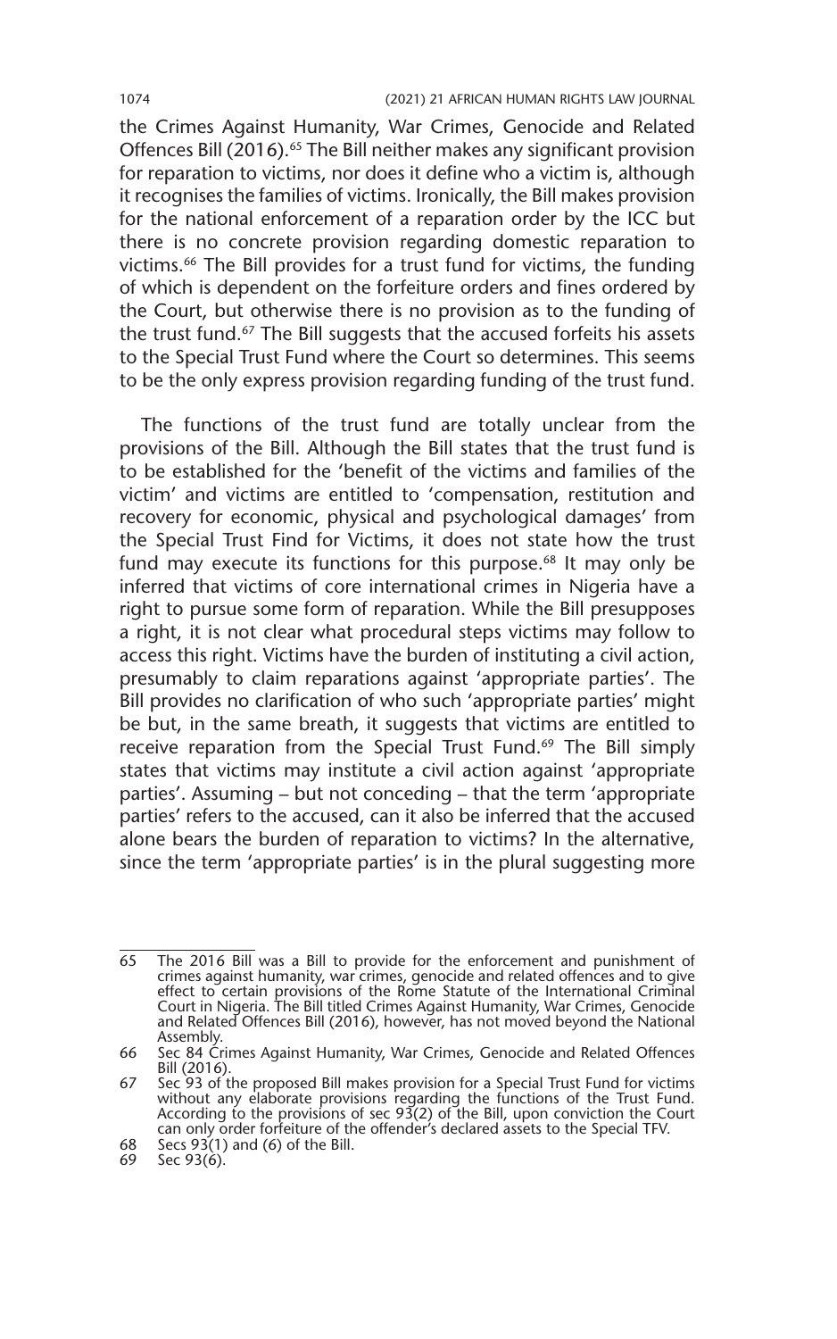the Crimes Against Humanity, War Crimes, Genocide and Related Offences Bill (2016).[65] The Bill neither makes any significant provision for reparation to victims, nor does it define who a victim is, although it recognises the families of victims. Ironically, the Bill makes provision for the national enforcement of a reparation order by the ICC but there is no concrete provision regarding domestic reparation to victims.[66] The Bill provides for a trust fund for victims, the funding of which is dependent on the forfeiture orders and fines ordered by the Court, but otherwise there is no provision as to the funding of the trust fund.[67] The Bill suggests that the accused forfeits his assets to the Special Trust Fund where the Court so determines. This seems to be the only express provision regarding funding of the trust fund.

The functions of the trust fund are totally unclear from the provisions of the Bill. Although the Bill states that the trust fund is to be established for the 'benefit of the victims and families of the victim' and victims are entitled to 'compensation, restitution and recovery for economic, physical and psychological damages' from the Special Trust Find for Victims, it does not state how the trust fund may execute its functions for this purpose.[68] It may only be inferred that victims of core international crimes in Nigeria have a right to pursue some form of reparation. While the Bill presupposes a right, it is not clear what procedural steps victims may follow to access this right. Victims have the burden of instituting a civil action, presumably to claim reparations against 'appropriate parties'. The Bill provides no clarification of who such 'appropriate parties' might be but, in the same breath, it suggests that victims are entitled to receive reparation from the Special Trust Fund.[69] The Bill simply states that victims may institute a civil action against 'appropriate parties'. Assuming – but not conceding – that the term 'appropriate parties' refers to the accused, can it also be inferred that the accused alone bears the burden of reparation to victims? In the alternative, since the term 'appropriate parties' is in the plural suggesting more

---

65 The 2016 Bill was a Bill to provide for the enforcement and punishment of crimes against humanity, war crimes, genocide and related offences and to give effect to certain provisions of the Rome Statute of the International Criminal Court in Nigeria. The Bill titled Crimes Against Humanity, War Crimes, Genocide and Related Offences Bill (2016), however, has not moved beyond the National Assembly.

66 Sec 84 Crimes Against Humanity, War Crimes, Genocide and Related Offences Bill (2016).

67 Sec 93 of the proposed Bill makes provision for a Special Trust Fund for victims without any elaborate provisions regarding the functions of the Trust Fund. According to the provisions of sec 93(2) of the Bill, upon conviction the Court can only order forfeiture of the offender's declared assets to the Special TFV.

68 Secs 93(1) and (6) of the Bill.

69 Sec 93(6).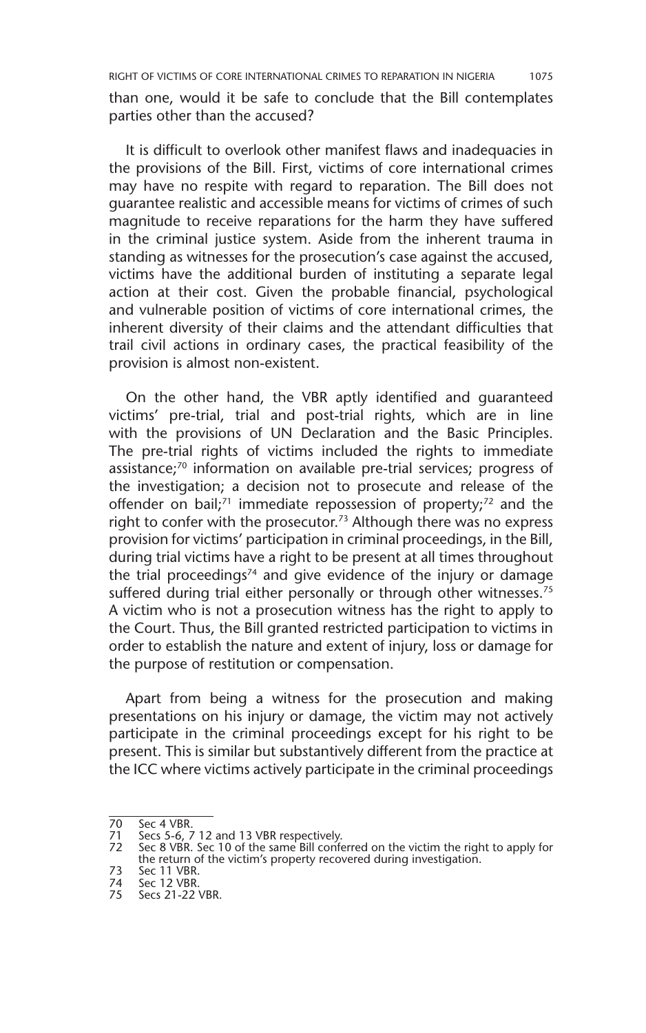than one, would it be safe to conclude that the Bill contemplates parties other than the accused?

It is difficult to overlook other manifest flaws and inadequacies in the provisions of the Bill. First, victims of core international crimes may have no respite with regard to reparation. The Bill does not guarantee realistic and accessible means for victims of crimes of such magnitude to receive reparations for the harm they have suffered in the criminal justice system. Aside from the inherent trauma in standing as witnesses for the prosecution's case against the accused, victims have the additional burden of instituting a separate legal action at their cost. Given the probable financial, psychological and vulnerable position of victims of core international crimes, the inherent diversity of their claims and the attendant difficulties that trail civil actions in ordinary cases, the practical feasibility of the provision is almost non-existent.

On the other hand, the VBR aptly identified and guaranteed victims' pre-trial, trial and post-trial rights, which are in line with the provisions of UN Declaration and the Basic Principles. The pre-trial rights of victims included the rights to immediate assistance;[70] information on available pre-trial services; progress of the investigation; a decision not to prosecute and release of the offender on bail;[71] immediate repossession of property;[72] and the right to confer with the prosecutor.[73] Although there was no express provision for victims' participation in criminal proceedings, in the Bill, during trial victims have a right to be present at all times throughout the trial proceedings[74] and give evidence of the injury or damage suffered during trial either personally or through other witnesses.[75] A victim who is not a prosecution witness has the right to apply to the Court. Thus, the Bill granted restricted participation to victims in order to establish the nature and extent of injury, loss or damage for the purpose of restitution or compensation.

Apart from being a witness for the prosecution and making presentations on his injury or damage, the victim may not actively participate in the criminal proceedings except for his right to be present. This is similar but substantively different from the practice at the ICC where victims actively participate in the criminal proceedings

---

70 Sec 4 VBR.
71 Secs 5-6, 7 12 and 13 VBR respectively.
72 Sec 8 VBR. Sec 10 of the same Bill conferred on the victim the right to apply for the return of the victim's property recovered during investigation.
73 Sec 11 VBR.
74 Sec 12 VBR.
75 Secs 21-22 VBR.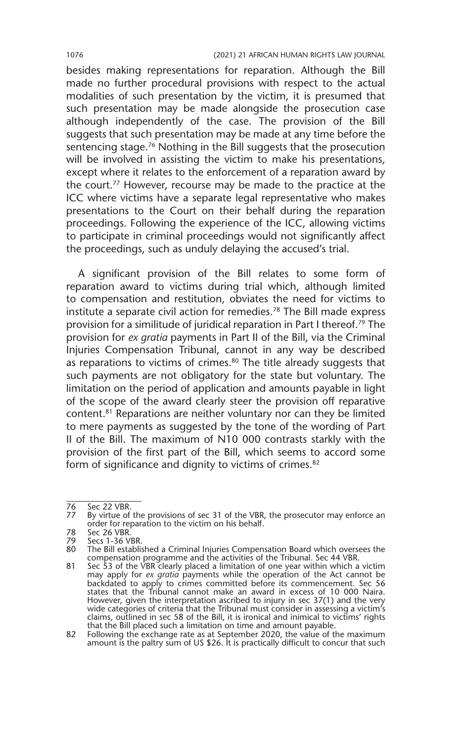besides making representations for reparation. Although the Bill made no further procedural provisions with respect to the actual modalities of such presentation by the victim, it is presumed that such presentation may be made alongside the prosecution case although independently of the case. The provision of the Bill suggests that such presentation may be made at any time before the sentencing stage.[76] Nothing in the Bill suggests that the prosecution will be involved in assisting the victim to make his presentations, except where it relates to the enforcement of a reparation award by the court.[77] However, recourse may be made to the practice at the ICC where victims have a separate legal representative who makes presentations to the Court on their behalf during the reparation proceedings. Following the experience of the ICC, allowing victims to participate in criminal proceedings would not significantly affect the proceedings, such as unduly delaying the accused's trial.

A significant provision of the Bill relates to some form of reparation award to victims during trial which, although limited to compensation and restitution, obviates the need for victims to institute a separate civil action for remedies.[78] The Bill made express provision for a similitude of juridical reparation in Part I thereof.[79] The provision for *ex gratia* payments in Part II of the Bill, via the Criminal Injuries Compensation Tribunal, cannot in any way be described as reparations to victims of crimes.[80] The title already suggests that such payments are not obligatory for the state but voluntary. The limitation on the period of application and amounts payable in light of the scope of the award clearly steer the provision off reparative content.[81] Reparations are neither voluntary nor can they be limited to mere payments as suggested by the tone of the wording of Part II of the Bill. The maximum of N10 000 contrasts starkly with the provision of the first part of the Bill, which seems to accord some form of significance and dignity to victims of crimes.[82]

---

76 Sec 22 VBR.

77 By virtue of the provisions of sec 31 of the VBR, the prosecutor may enforce an order for reparation to the victim on his behalf.

78 Sec 26 VBR.

79 Secs 1-36 VBR.

80 The Bill established a Criminal Injuries Compensation Board which oversees the compensation programme and the activities of the Tribunal. Sec 44 VBR.

81 Sec 53 of the VBR clearly placed a limitation of one year within which a victim may apply for *ex gratia* payments while the operation of the Act cannot be backdated to apply to crimes committed before its commencement. Sec 56 states that the Tribunal cannot make an award in excess of 10 000 Naira. However, given the interpretation ascribed to injury in sec 37(1) and the very wide categories of criteria that the Tribunal must consider in assessing a victim's claims, outlined in sec 58 of the Bill, it is ironical and inimical to victims' rights that the Bill placed such a limitation on time and amount payable.

82 Following the exchange rate as at September 2020, the value of the maximum amount is the paltry sum of US $26. It is practically difficult to concur that such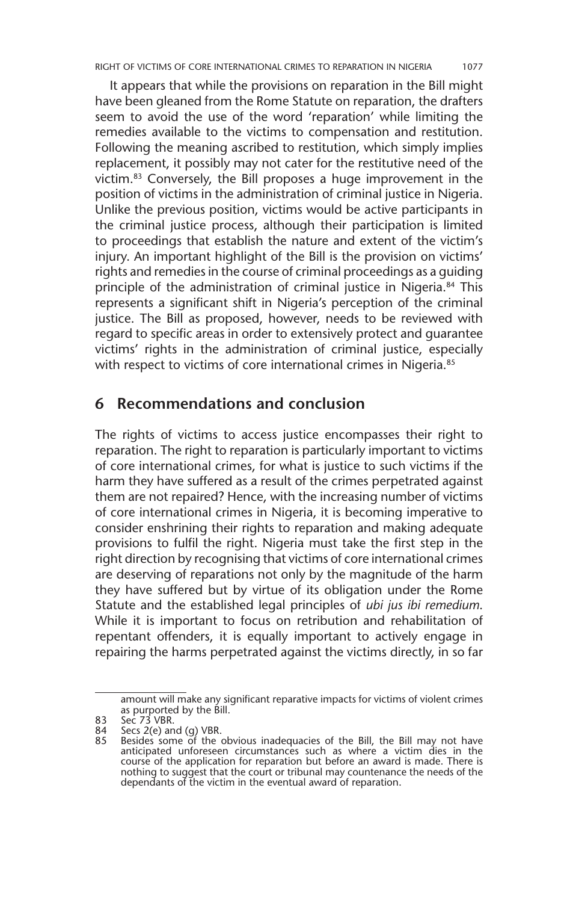It appears that while the provisions on reparation in the Bill might have been gleaned from the Rome Statute on reparation, the drafters seem to avoid the use of the word 'reparation' while limiting the remedies available to the victims to compensation and restitution. Following the meaning ascribed to restitution, which simply implies replacement, it possibly may not cater for the restitutive need of the victim.[83] Conversely, the Bill proposes a huge improvement in the position of victims in the administration of criminal justice in Nigeria. Unlike the previous position, victims would be active participants in the criminal justice process, although their participation is limited to proceedings that establish the nature and extent of the victim's injury. An important highlight of the Bill is the provision on victims' rights and remedies in the course of criminal proceedings as a guiding principle of the administration of criminal justice in Nigeria.[84] This represents a significant shift in Nigeria's perception of the criminal justice. The Bill as proposed, however, needs to be reviewed with regard to specific areas in order to extensively protect and guarantee victims' rights in the administration of criminal justice, especially with respect to victims of core international crimes in Nigeria.[85]

## 6 Recommendations and conclusion

The rights of victims to access justice encompasses their right to reparation. The right to reparation is particularly important to victims of core international crimes, for what is justice to such victims if the harm they have suffered as a result of the crimes perpetrated against them are not repaired? Hence, with the increasing number of victims of core international crimes in Nigeria, it is becoming imperative to consider enshrining their rights to reparation and making adequate provisions to fulfil the right. Nigeria must take the first step in the right direction by recognising that victims of core international crimes are deserving of reparations not only by the magnitude of the harm they have suffered but by virtue of its obligation under the Rome Statute and the established legal principles of *ubi jus ibi remedium*. While it is important to focus on retribution and rehabilitation of repentant offenders, it is equally important to actively engage in repairing the harms perpetrated against the victims directly, in so far

---

amount will make any significant reparative impacts for victims of violent crimes as purported by the Bill.

83 Sec 73 VBR.

84 Secs 2(e) and (g) VBR.

85 Besides some of the obvious inadequacies of the Bill, the Bill may not have anticipated unforeseen circumstances such as where a victim dies in the course of the application for reparation but before an award is made. There is nothing to suggest that the court or tribunal may countenance the needs of the dependants of the victim in the eventual award of reparation.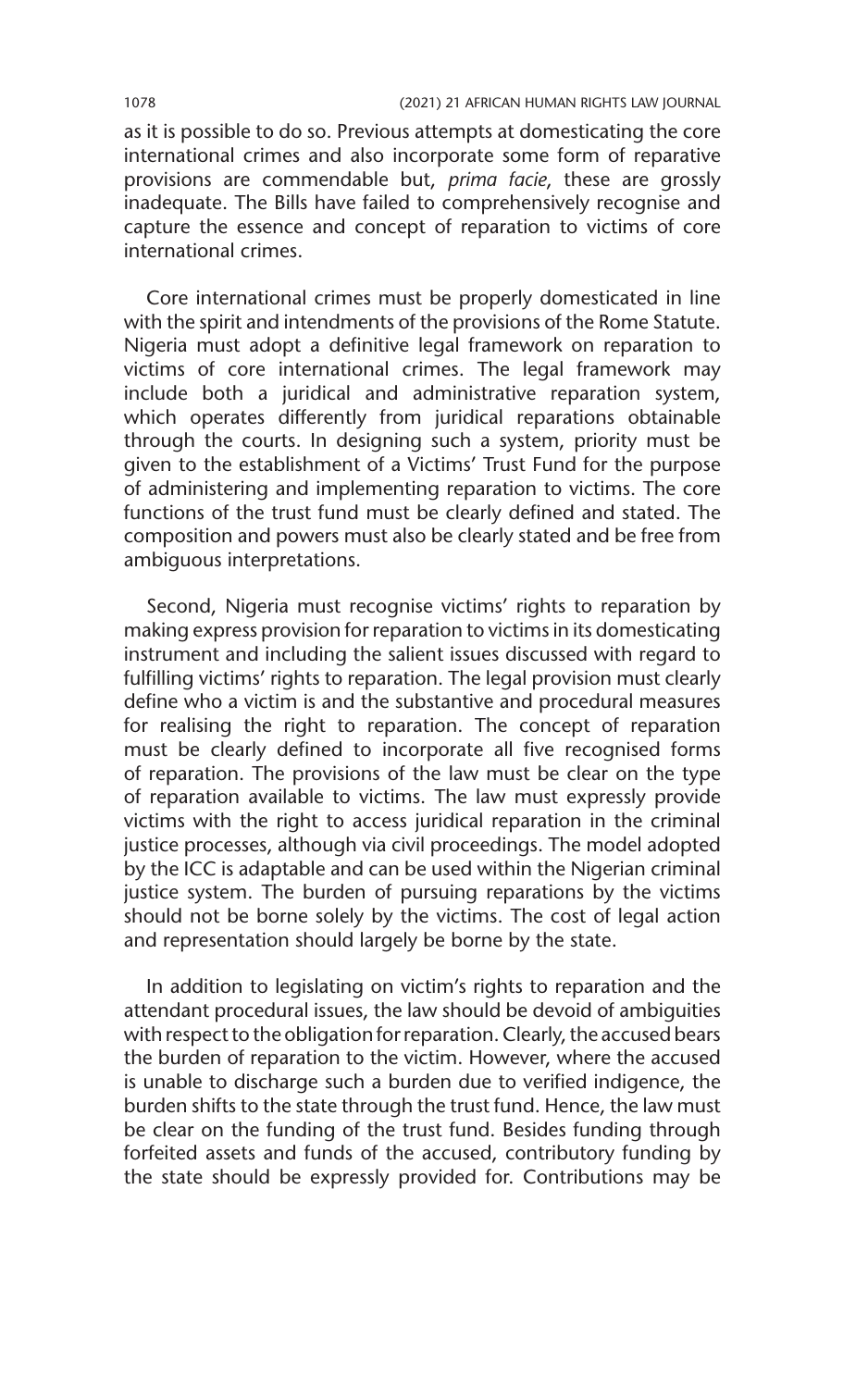as it is possible to do so. Previous attempts at domesticating the core international crimes and also incorporate some form of reparative provisions are commendable but, *prima facie*, these are grossly inadequate. The Bills have failed to comprehensively recognise and capture the essence and concept of reparation to victims of core international crimes.

Core international crimes must be properly domesticated in line with the spirit and intendments of the provisions of the Rome Statute. Nigeria must adopt a definitive legal framework on reparation to victims of core international crimes. The legal framework may include both a juridical and administrative reparation system, which operates differently from juridical reparations obtainable through the courts. In designing such a system, priority must be given to the establishment of a Victims' Trust Fund for the purpose of administering and implementing reparation to victims. The core functions of the trust fund must be clearly defined and stated. The composition and powers must also be clearly stated and be free from ambiguous interpretations.

Second, Nigeria must recognise victims' rights to reparation by making express provision for reparation to victims in its domesticating instrument and including the salient issues discussed with regard to fulfilling victims' rights to reparation. The legal provision must clearly define who a victim is and the substantive and procedural measures for realising the right to reparation. The concept of reparation must be clearly defined to incorporate all five recognised forms of reparation. The provisions of the law must be clear on the type of reparation available to victims. The law must expressly provide victims with the right to access juridical reparation in the criminal justice processes, although via civil proceedings. The model adopted by the ICC is adaptable and can be used within the Nigerian criminal justice system. The burden of pursuing reparations by the victims should not be borne solely by the victims. The cost of legal action and representation should largely be borne by the state.

In addition to legislating on victim's rights to reparation and the attendant procedural issues, the law should be devoid of ambiguities with respect to the obligation for reparation. Clearly, the accused bears the burden of reparation to the victim. However, where the accused is unable to discharge such a burden due to verified indigence, the burden shifts to the state through the trust fund. Hence, the law must be clear on the funding of the trust fund. Besides funding through forfeited assets and funds of the accused, contributory funding by the state should be expressly provided for. Contributions may be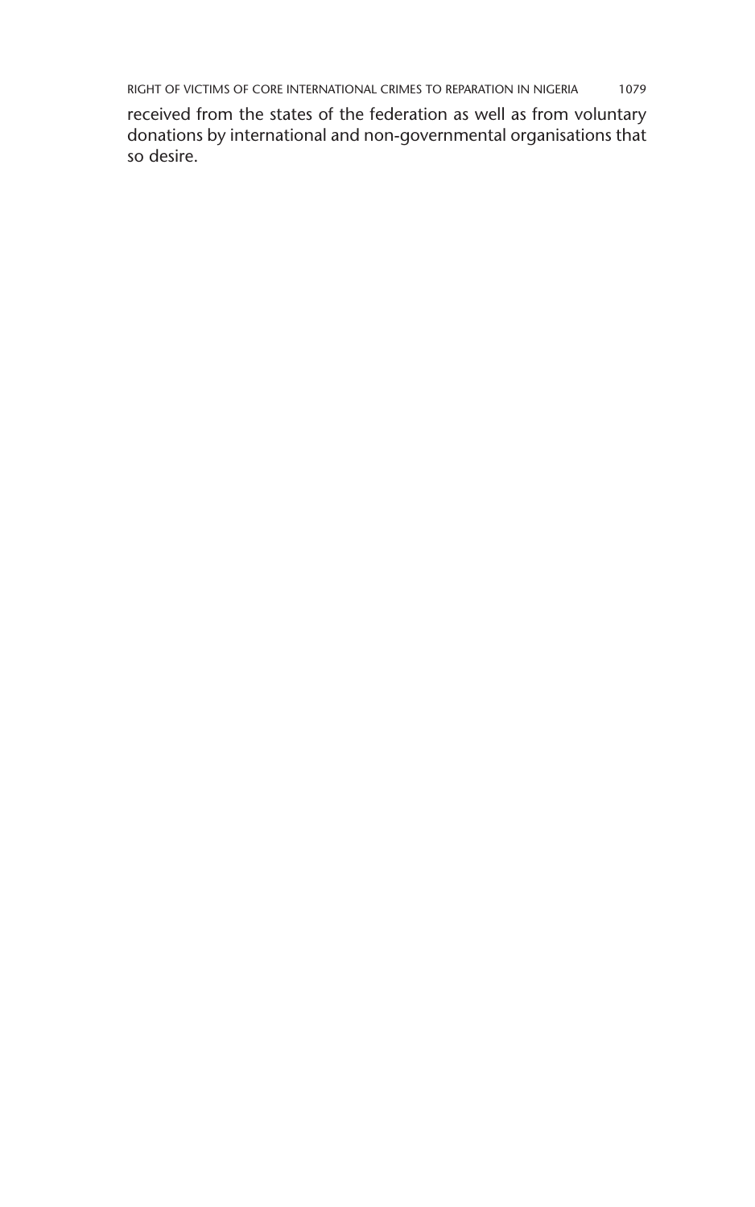received from the states of the federation as well as from voluntary donations by international and non-governmental organisations that so desire.